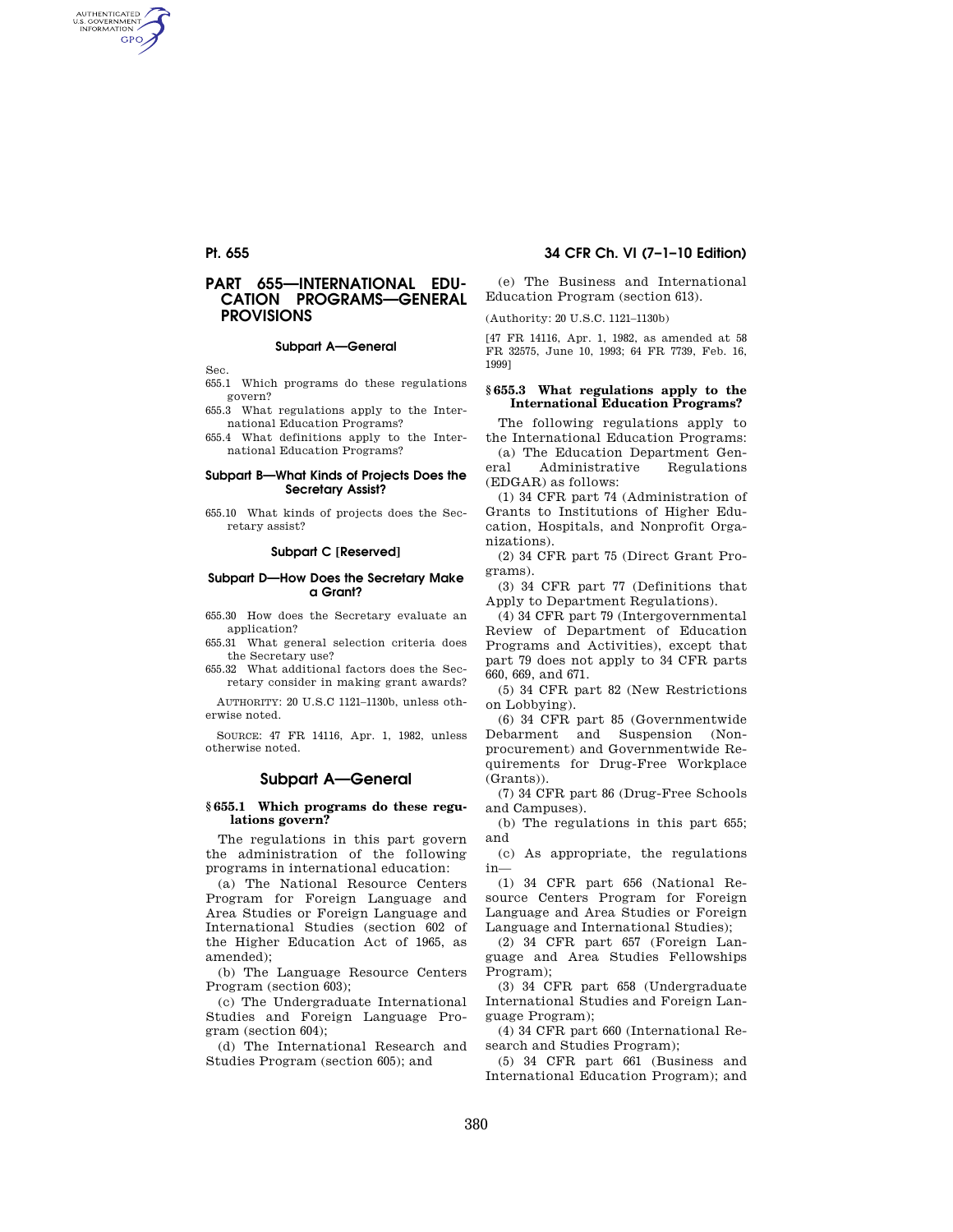# PART 655—INTERNATIONAL EDUCATION PROGRAMS—GENERAL PROVISIONS

### Subpart A—General

Sec.

655.1 Which programs do these regulations govern?

655.3 What regulations apply to the International Education Programs?

655.4 What definitions apply to the International Education Programs?

### Subpart B—What Kinds of Projects Does the Secretary Assist?

655.10 What kinds of projects does the Secretary assist?

### Subpart C [Reserved]

### Subpart D—How Does the Secretary Make a Grant?

655.30 How does the Secretary evaluate an application?

655.31 What general selection criteria does the Secretary use?

655.32 What additional factors does the Secretary consider in making grant awards?

AUTHORITY: 20 U.S.C 1121–1130b, unless otherwise noted.

SOURCE: 47 FR 14116, Apr. 1, 1982, unless otherwise noted.

## Subpart A—General

### § 655.1 Which programs do these regulations govern?

The regulations in this part govern the administration of the following programs in international education:

(a) The National Resource Centers Program for Foreign Language and Area Studies or Foreign Language and International Studies (section 602 of the Higher Education Act of 1965, as amended);

(b) The Language Resource Centers Program (section 603);

(c) The Undergraduate International Studies and Foreign Language Program (section 604);

(d) The International Research and Studies Program (section 605); and

(e) The Business and International Education Program (section 613).

(Authority: 20 U.S.C. 1121–1130b)

[47 FR 14116, Apr. 1, 1982, as amended at 58 FR 32575, June 10, 1993; 64 FR 7739, Feb. 16, 1999]

### § 655.3 What regulations apply to the International Education Programs?

The following regulations apply to the International Education Programs:

(a) The Education Department General Administrative Regulations (EDGAR) as follows:

(1) 34 CFR part 74 (Administration of Grants to Institutions of Higher Education, Hospitals, and Nonprofit Organizations).

(2) 34 CFR part 75 (Direct Grant Programs).

(3) 34 CFR part 77 (Definitions that Apply to Department Regulations).

(4) 34 CFR part 79 (Intergovernmental Review of Department of Education Programs and Activities), except that part 79 does not apply to 34 CFR parts 660, 669, and 671.

(5) 34 CFR part 82 (New Restrictions on Lobbying).

(6) 34 CFR part 85 (Governmentwide Debarment and Suspension (Nonprocurement) and Governmentwide Requirements for Drug-Free Workplace (Grants)).

(7) 34 CFR part 86 (Drug-Free Schools and Campuses).

(b) The regulations in this part 655; and

(c) As appropriate, the regulations in—

(1) 34 CFR part 656 (National Resource Centers Program for Foreign Language and Area Studies or Foreign Language and International Studies);

(2) 34 CFR part 657 (Foreign Language and Area Studies Fellowships Program);

(3) 34 CFR part 658 (Undergraduate International Studies and Foreign Language Program);

(4) 34 CFR part 660 (International Research and Studies Program);

(5) 34 CFR part 661 (Business and International Education Program); and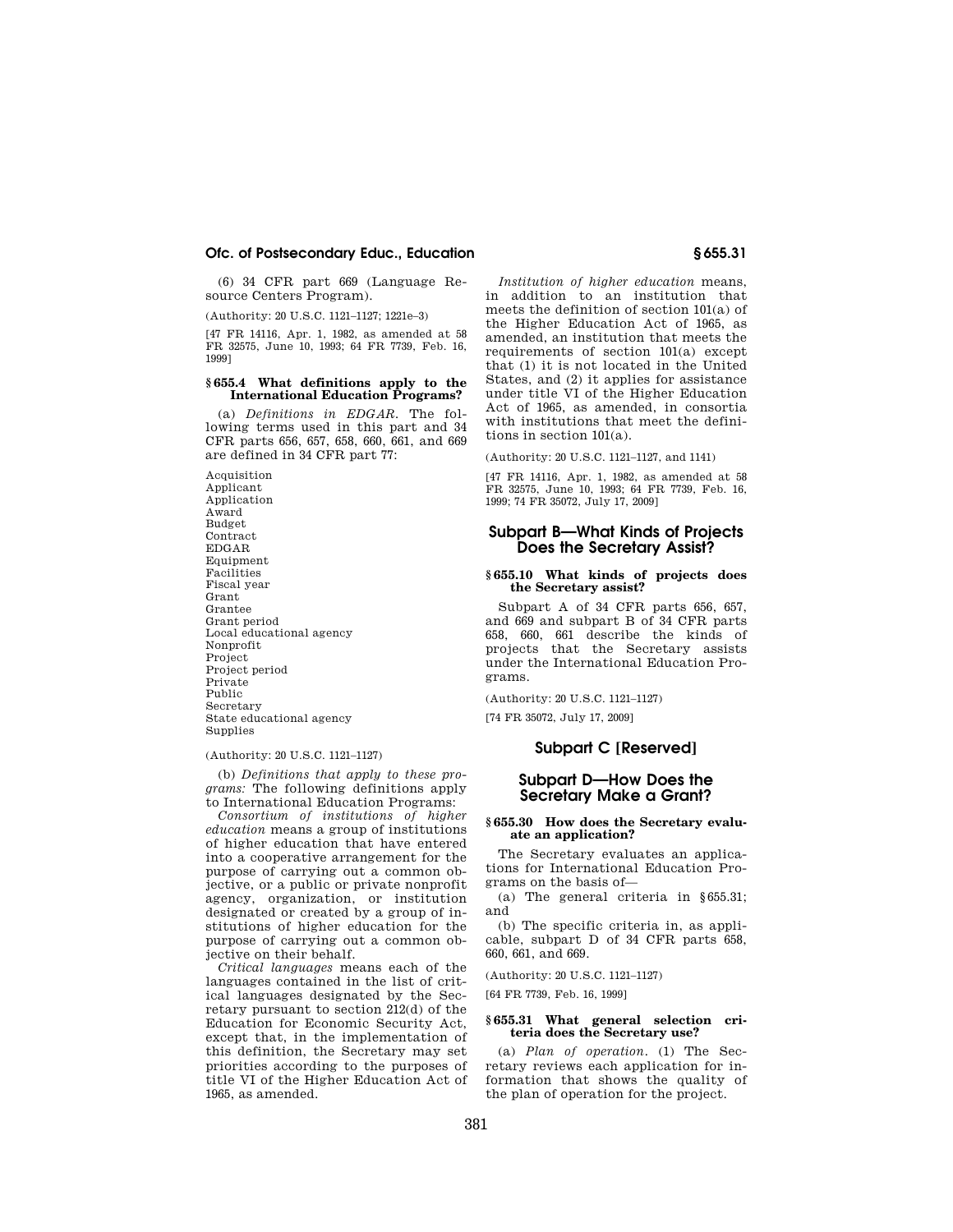(6) 34 CFR part 669 (Language Resource Centers Program).

(Authority: 20 U.S.C. 1121–1127; 1221e–3)

[47 FR 14116, Apr. 1, 1982, as amended at 58 FR 32575, June 10, 1993; 64 FR 7739, Feb. 16, 1999]

#### § 655.4 What definitions apply to the International Education Programs?

(a) *Definitions in EDGAR.* The following terms used in this part and 34 CFR parts 656, 657, 658, 660, 661, and 669 are defined in 34 CFR part 77:

Acquisition
Applicant
Application
Award
Budget
Contract
EDGAR
Equipment
Facilities
Fiscal year
Grant
Grantee
Grant period
Local educational agency
Nonprofit
Project
Project period
Private
Public
Secretary
State educational agency
Supplies

(Authority: 20 U.S.C. 1121–1127)

(b) *Definitions that apply to these programs:* The following definitions apply to International Education Programs:

*Consortium of institutions of higher education* means a group of institutions of higher education that have entered into a cooperative arrangement for the purpose of carrying out a common objective, or a public or private nonprofit agency, organization, or institution designated or created by a group of institutions of higher education for the purpose of carrying out a common objective on their behalf.

*Critical languages* means each of the languages contained in the list of critical languages designated by the Secretary pursuant to section 212(d) of the Education for Economic Security Act, except that, in the implementation of this definition, the Secretary may set priorities according to the purposes of title VI of the Higher Education Act of 1965, as amended.

*Institution of higher education* means, in addition to an institution that meets the definition of section 101(a) of the Higher Education Act of 1965, as amended, an institution that meets the requirements of section 101(a) except that (1) it is not located in the United States, and (2) it applies for assistance under title VI of the Higher Education Act of 1965, as amended, in consortia with institutions that meet the definitions in section 101(a).

(Authority: 20 U.S.C. 1121–1127, and 1141)

[47 FR 14116, Apr. 1, 1982, as amended at 58 FR 32575, June 10, 1993; 64 FR 7739, Feb. 16, 1999; 74 FR 35072, July 17, 2009]

## Subpart B—What Kinds of Projects Does the Secretary Assist?

#### § 655.10 What kinds of projects does the Secretary assist?

Subpart A of 34 CFR parts 656, 657, and 669 and subpart B of 34 CFR parts 658, 660, 661 describe the kinds of projects that the Secretary assists under the International Education Programs.

(Authority: 20 U.S.C. 1121–1127)

[74 FR 35072, July 17, 2009]

## Subpart C [Reserved]

## Subpart D—How Does the Secretary Make a Grant?

#### § 655.30 How does the Secretary evaluate an application?

The Secretary evaluates an applications for International Education Programs on the basis of—

(a) The general criteria in §655.31; and

(b) The specific criteria in, as applicable, subpart D of 34 CFR parts 658, 660, 661, and 669.

(Authority: 20 U.S.C. 1121–1127)

[64 FR 7739, Feb. 16, 1999]

#### § 655.31 What general selection criteria does the Secretary use?

(a) *Plan of operation.* (1) The Secretary reviews each application for information that shows the quality of the plan of operation for the project.